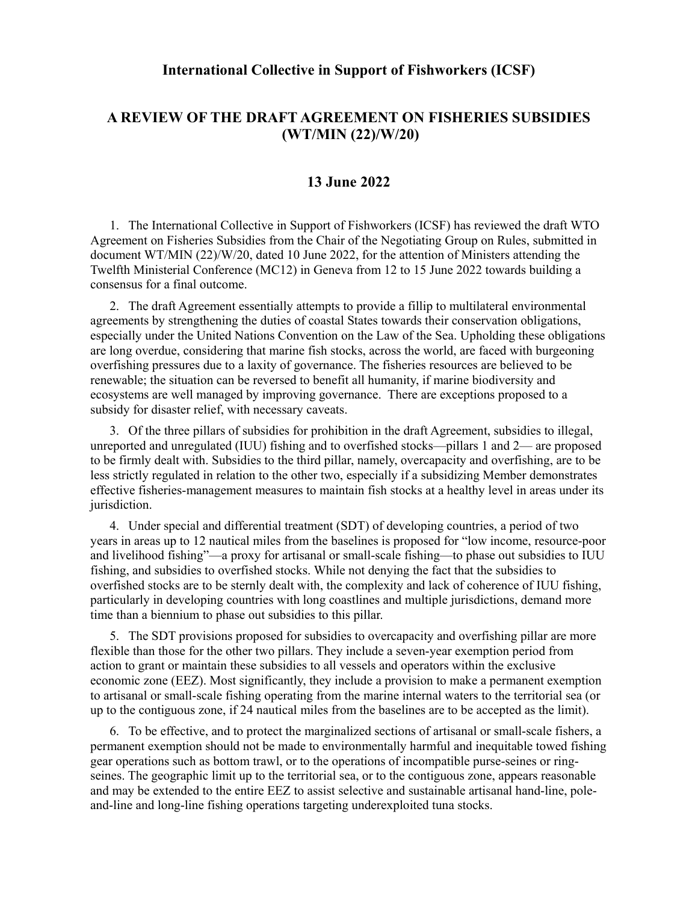# International Collective in Support of Fishworkers (ICSF)

## A REVIEW OF THE DRAFT AGREEMENT ON FISHERIES SUBSIDIES (WT/MIN (22)/W/20)

## 13 June 2022

1. The International Collective in Support of Fishworkers (ICSF) has reviewed the draft WTO Agreement on Fisheries Subsidies from the Chair of the Negotiating Group on Rules, submitted in document WT/MIN (22)/W/20, dated 10 June 2022, for the attention of Ministers attending the Twelfth Ministerial Conference (MC12) in Geneva from 12 to 15 June 2022 towards building a consensus for a final outcome.

2. The draft Agreement essentially attempts to provide a fillip to multilateral environmental agreements by strengthening the duties of coastal States towards their conservation obligations, especially under the United Nations Convention on the Law of the Sea. Upholding these obligations are long overdue, considering that marine fish stocks, across the world, are faced with burgeoning overfishing pressures due to a laxity of governance. The fisheries resources are believed to be renewable; the situation can be reversed to benefit all humanity, if marine biodiversity and ecosystems are well managed by improving governance. There are exceptions proposed to a subsidy for disaster relief, with necessary caveats.

3. Of the three pillars of subsidies for prohibition in the draft Agreement, subsidies to illegal, unreported and unregulated (IUU) fishing and to overfished stocks—pillars 1 and 2— are proposed to be firmly dealt with. Subsidies to the third pillar, namely, overcapacity and overfishing, are to be less strictly regulated in relation to the other two, especially if a subsidizing Member demonstrates effective fisheries-management measures to maintain fish stocks at a healthy level in areas under its jurisdiction.

4. Under special and differential treatment (SDT) of developing countries, a period of two years in areas up to 12 nautical miles from the baselines is proposed for "low income, resource-poor and livelihood fishing"—a proxy for artisanal or small-scale fishing—to phase out subsidies to IUU fishing, and subsidies to overfished stocks. While not denying the fact that the subsidies to overfished stocks are to be sternly dealt with, the complexity and lack of coherence of IUU fishing, particularly in developing countries with long coastlines and multiple jurisdictions, demand more time than a biennium to phase out subsidies to this pillar.

5. The SDT provisions proposed for subsidies to overcapacity and overfishing pillar are more flexible than those for the other two pillars. They include a seven-year exemption period from action to grant or maintain these subsidies to all vessels and operators within the exclusive economic zone (EEZ). Most significantly, they include a provision to make a permanent exemption to artisanal or small-scale fishing operating from the marine internal waters to the territorial sea (or up to the contiguous zone, if 24 nautical miles from the baselines are to be accepted as the limit).

6. To be effective, and to protect the marginalized sections of artisanal or small-scale fishers, a permanent exemption should not be made to environmentally harmful and inequitable towed fishing gear operations such as bottom trawl, or to the operations of incompatible purse-seines or ring-seines. The geographic limit up to the territorial sea, or to the contiguous zone, appears reasonable and may be extended to the entire EEZ to assist selective and sustainable artisanal hand-line, pole-and-line and long-line fishing operations targeting underexploited tuna stocks.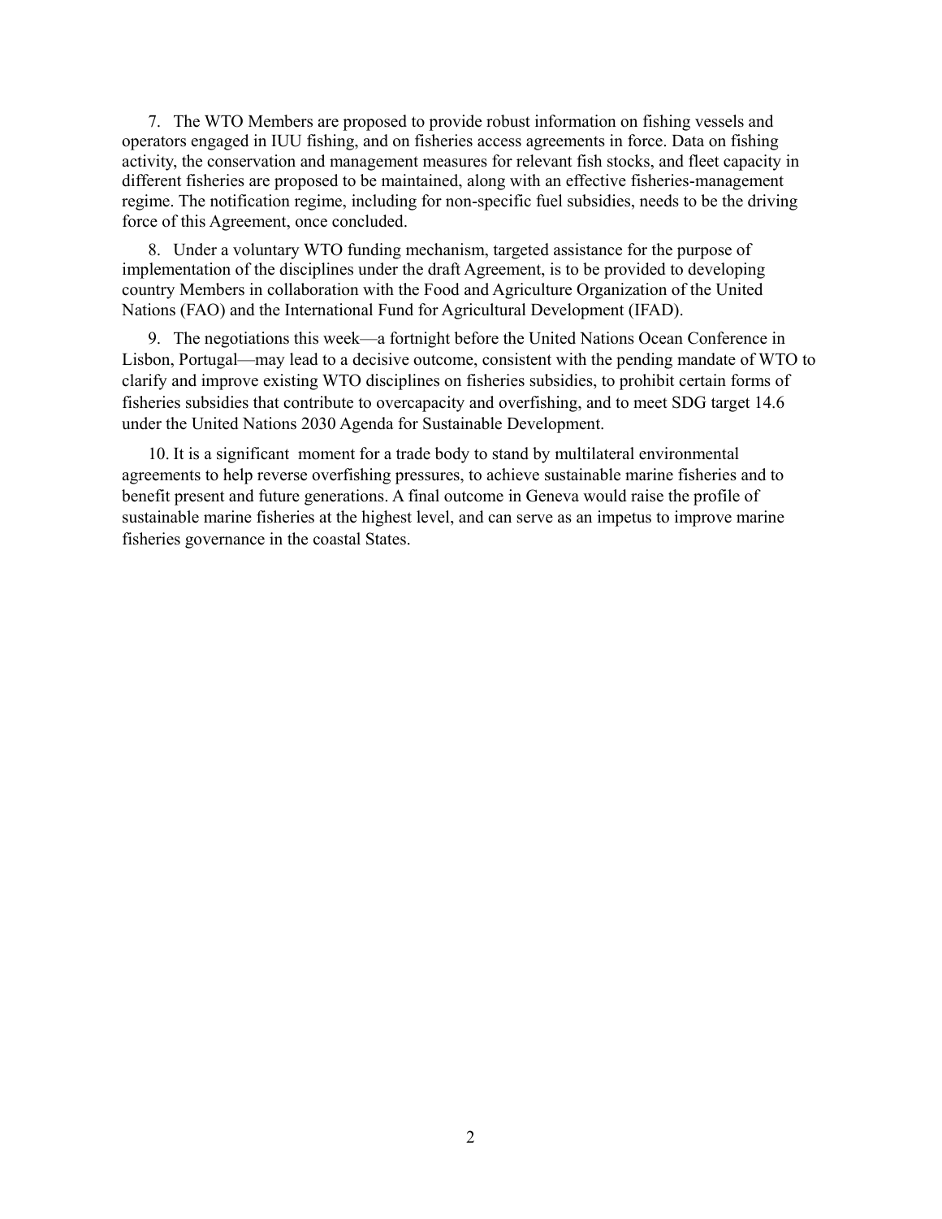7. The WTO Members are proposed to provide robust information on fishing vessels and operators engaged in IUU fishing, and on fisheries access agreements in force. Data on fishing activity, the conservation and management measures for relevant fish stocks, and fleet capacity in different fisheries are proposed to be maintained, along with an effective fisheries-management regime. The notification regime, including for non-specific fuel subsidies, needs to be the driving force of this Agreement, once concluded.

8. Under a voluntary WTO funding mechanism, targeted assistance for the purpose of implementation of the disciplines under the draft Agreement, is to be provided to developing country Members in collaboration with the Food and Agriculture Organization of the United Nations (FAO) and the International Fund for Agricultural Development (IFAD).

9. The negotiations this week—a fortnight before the United Nations Ocean Conference in Lisbon, Portugal—may lead to a decisive outcome, consistent with the pending mandate of WTO to clarify and improve existing WTO disciplines on fisheries subsidies, to prohibit certain forms of fisheries subsidies that contribute to overcapacity and overfishing, and to meet SDG target 14.6 under the United Nations 2030 Agenda for Sustainable Development.

10. It is a significant moment for a trade body to stand by multilateral environmental agreements to help reverse overfishing pressures, to achieve sustainable marine fisheries and to benefit present and future generations. A final outcome in Geneva would raise the profile of sustainable marine fisheries at the highest level, and can serve as an impetus to improve marine fisheries governance in the coastal States.